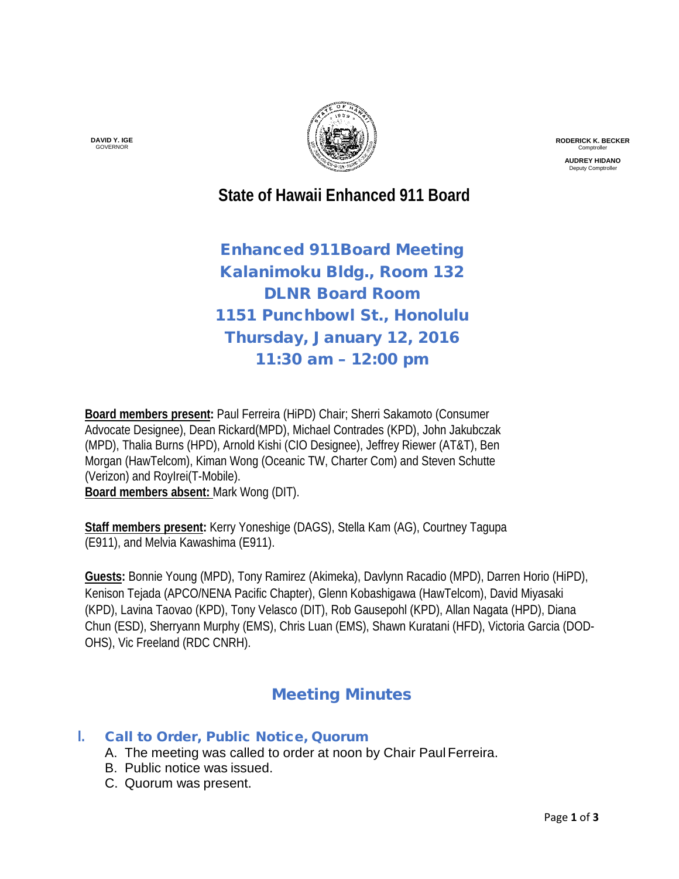**DAVID Y. IGE**
GOVERNOR

**RODERICK K. BECKER**
Comptroller

**AUDREY HIDANO**
Deputy Comptroller

# State of Hawaii Enhanced 911 Board

## Enhanced 911Board Meeting
## Kalanimoku Bldg., Room 132
## DLNR Board Room
## 1151 Punchbowl St., Honolulu
## Thursday, January 12, 2016
## 11:30 am – 12:00 pm

**Board members present:** Paul Ferreira (HiPD) Chair; Sherri Sakamoto (Consumer Advocate Designee), Dean Rickard(MPD), Michael Contrades (KPD), John Jakubczak (MPD), Thalia Burns (HPD), Arnold Kishi (CIO Designee), Jeffrey Riewer (AT&T), Ben Morgan (HawTelcom), Kiman Wong (Oceanic TW, Charter Com) and Steven Schutte (Verizon) and RoyIrei(T-Mobile).
**Board members absent:** Mark Wong (DIT).

**Staff members present:** Kerry Yoneshige (DAGS), Stella Kam (AG), Courtney Tagupa (E911), and Melvia Kawashima (E911).

**Guests:** Bonnie Young (MPD), Tony Ramirez (Akimeka), Davlynn Racadio (MPD), Darren Horio (HiPD), Kenison Tejada (APCO/NENA Pacific Chapter), Glenn Kobashigawa (HawTelcom), David Miyasaki (KPD), Lavina Taovao (KPD), Tony Velasco (DIT), Rob Gausepohl (KPD), Allan Nagata (HPD), Diana Chun (ESD), Sherryann Murphy (EMS), Chris Luan (EMS), Shawn Kuratani (HFD), Victoria Garcia (DOD-OHS), Vic Freeland (RDC CNRH).

## Meeting Minutes

### I. Call to Order, Public Notice, Quorum

A. The meeting was called to order at noon by Chair Paul Ferreira.
B. Public notice was issued.
C. Quorum was present.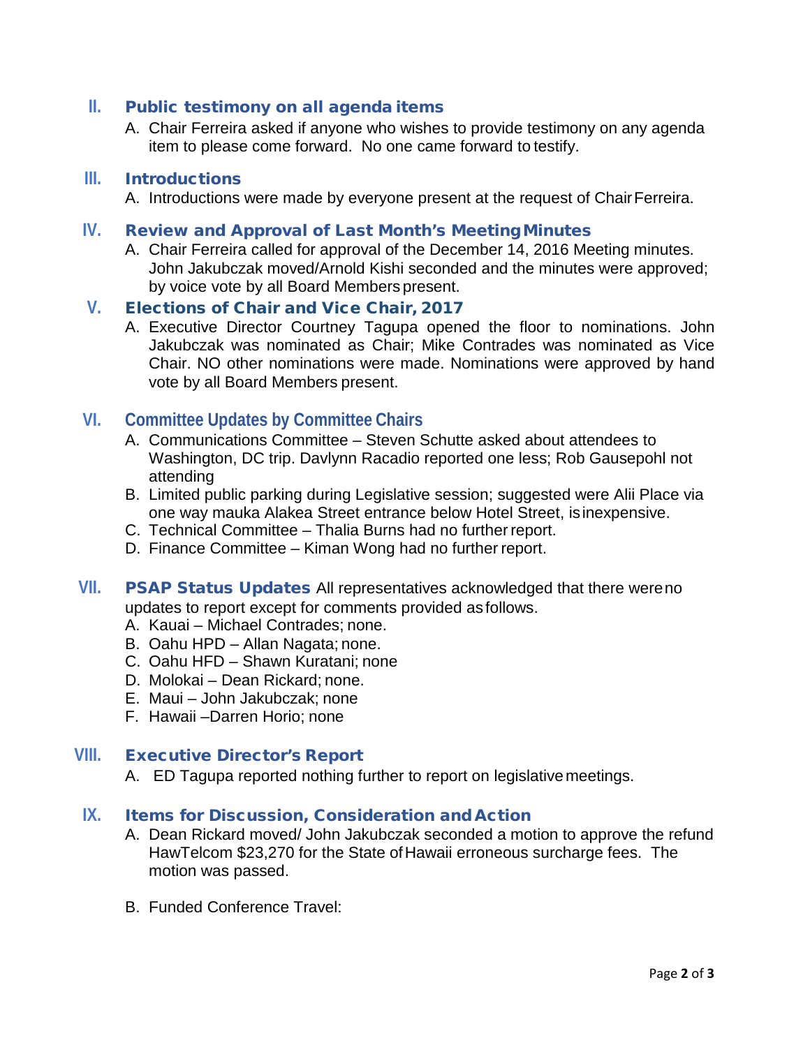## II. Public testimony on all agenda items

A. Chair Ferreira asked if anyone who wishes to provide testimony on any agenda item to please come forward. No one came forward to testify.

## III. Introductions

A. Introductions were made by everyone present at the request of Chair Ferreira.

## IV. Review and Approval of Last Month's Meeting Minutes

A. Chair Ferreira called for approval of the December 14, 2016 Meeting minutes. John Jakubczak moved/Arnold Kishi seconded and the minutes were approved; by voice vote by all Board Members present.

## V. Elections of Chair and Vice Chair, 2017

A. Executive Director Courtney Tagupa opened the floor to nominations. John Jakubczak was nominated as Chair; Mike Contrades was nominated as Vice Chair. NO other nominations were made. Nominations were approved by hand vote by all Board Members present.

## VI. Committee Updates by Committee Chairs

A. Communications Committee – Steven Schutte asked about attendees to Washington, DC trip. Davlynn Racadio reported one less; Rob Gausepohl not attending
B. Limited public parking during Legislative session; suggested were Alii Place via one way mauka Alakea Street entrance below Hotel Street, is inexpensive.
C. Technical Committee – Thalia Burns had no further report.
D. Finance Committee – Kiman Wong had no further report.

## VII. PSAP Status Updates

All representatives acknowledged that there were no updates to report except for comments provided as follows.

A. Kauai – Michael Contrades; none.
B. Oahu HPD – Allan Nagata; none.
C. Oahu HFD – Shawn Kuratani; none
D. Molokai – Dean Rickard; none.
E. Maui – John Jakubczak; none
F. Hawaii –Darren Horio; none

## VIII. Executive Director's Report

A. ED Tagupa reported nothing further to report on legislative meetings.

## IX. Items for Discussion, Consideration and Action

A. Dean Rickard moved/ John Jakubczak seconded a motion to approve the refund HawTelcom $23,270 for the State of Hawaii erroneous surcharge fees. The motion was passed.

B. Funded Conference Travel: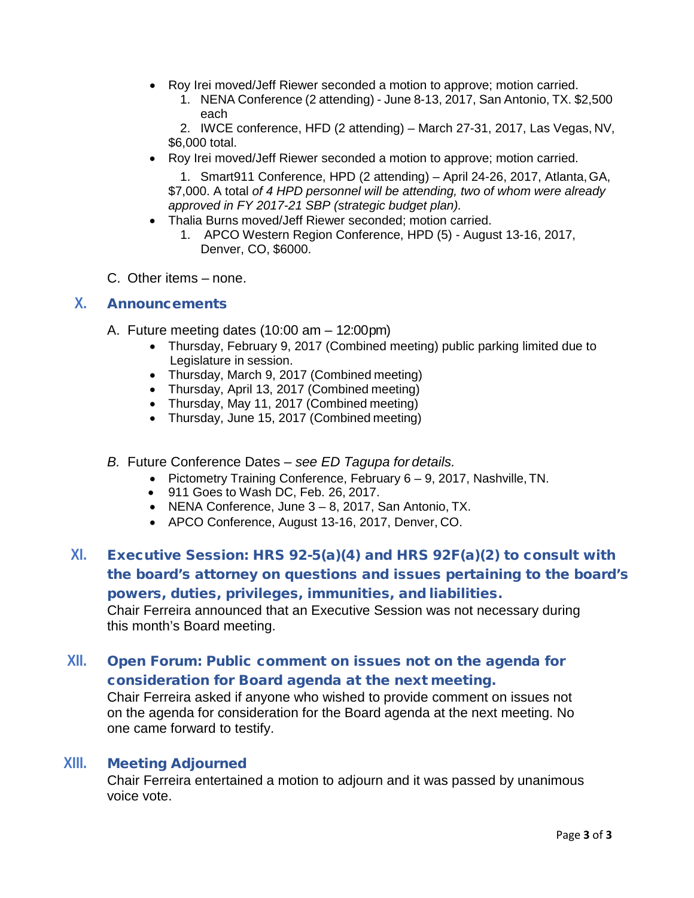- Roy Irei moved/Jeff Riewer seconded a motion to approve; motion carried.
    1. NENA Conference (2 attending) - June 8-13, 2017, San Antonio, TX. $2,500 each
    2. IWCE conference, HFD (2 attending) – March 27-31, 2017, Las Vegas, NV, $6,000 total.
- Roy Irei moved/Jeff Riewer seconded a motion to approve; motion carried.
    1. Smart911 Conference, HPD (2 attending) – April 24-26, 2017, Atlanta, GA, $7,000. A total *of 4 HPD personnel will be attending, two of whom were already approved in FY 2017-21 SBP (strategic budget plan).*
- Thalia Burns moved/Jeff Riewer seconded; motion carried.
    1. APCO Western Region Conference, HPD (5) - August 13-16, 2017, Denver, CO, $6000.

C. Other items – none.

## X. Announcements

A. Future meeting dates (10:00 am – 12:00pm)

- Thursday, February 9, 2017 (Combined meeting) public parking limited due to Legislature in session.
- Thursday, March 9, 2017 (Combined meeting)
- Thursday, April 13, 2017 (Combined meeting)
- Thursday, May 11, 2017 (Combined meeting)
- Thursday, June 15, 2017 (Combined meeting)

*B.* Future Conference Dates – *see ED Tagupa for details.*

- Pictometry Training Conference, February 6 – 9, 2017, Nashville, TN.
- 911 Goes to Wash DC, Feb. 26, 2017.
- NENA Conference, June 3 – 8, 2017, San Antonio, TX.
- APCO Conference, August 13-16, 2017, Denver, CO.

## XI. Executive Session: HRS 92-5(a)(4) and HRS 92F(a)(2) to consult with the board's attorney on questions and issues pertaining to the board's powers, duties, privileges, immunities, and liabilities.

Chair Ferreira announced that an Executive Session was not necessary during this month's Board meeting.

## XII. Open Forum: Public comment on issues not on the agenda for consideration for Board agenda at the next meeting.

Chair Ferreira asked if anyone who wished to provide comment on issues not on the agenda for consideration for the Board agenda at the next meeting. No one came forward to testify.

## XIII. Meeting Adjourned

Chair Ferreira entertained a motion to adjourn and it was passed by unanimous voice vote.